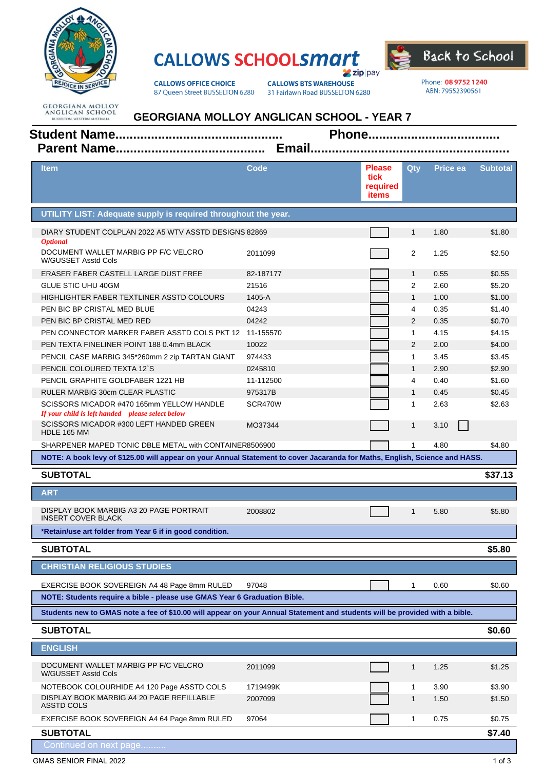**CALLOWS SCHOOLsmart** zip pay

**CALLOWS OFFICE CHOICE**
87 Queen Street BUSSELTON 6280

**CALLOWS BTS WAREHOUSE**
31 Fairlawn Road BUSSELTON 6280

**Back to School**

Phone: 08 9752 1240
ABN: 79552390561

GEORGIANA MOLLOY ANGLICAN SCHOOL
BUSSELTON, WESTERN AUSTRALIA

## GEORGIANA MOLLOY ANGLICAN SCHOOL - YEAR 7

**Student Name.............................................** **Phone....................................**

**Parent Name.........................................** **Email.....................................................**

| Item | Code | Please tick required items | Qty | Price ea | Subtotal |
|---|---|---|---|---|---|
| **UTILITY LIST: Adequate supply is required throughout the year.** | | | | | |
| DIARY STUDENT COLPLAN 2022 A5 WTV ASSTD DESIGNS | 82869 | | 1 | 1.80 | $1.80 |
| *Optional* | | | | | |
| DOCUMENT WALLET MARBIG PP F/C VELCRO W/GUSSET Asstd Cols | 2011099 | | 2 | 1.25 | $2.50 |
| ERASER FABER CASTELL LARGE DUST FREE | 82-187177 | | 1 | 0.55 | $0.55 |
| GLUE STIC UHU 40GM | 21516 | | 2 | 2.60 | $5.20 |
| HIGHLIGHTER FABER TEXTLINER ASSTD COLOURS | 1405-A | | 1 | 1.00 | $1.00 |
| PEN BIC BP CRISTAL MED BLUE | 04243 | | 4 | 0.35 | $1.40 |
| PEN BIC BP CRISTAL MED RED | 04242 | | 2 | 0.35 | $0.70 |
| PEN CONNECTOR MARKER FABER ASSTD COLS PKT 12 | 11-155570 | | 1 | 4.15 | $4.15 |
| PEN TEXTA FINELINER POINT 188 0.4mm BLACK | 10022 | | 2 | 2.00 | $4.00 |
| PENCIL CASE MARBIG 345*260mm 2 zip TARTAN GIANT | 974433 | | 1 | 3.45 | $3.45 |
| PENCIL COLOURED TEXTA 12`S | 0245810 | | 1 | 2.90 | $2.90 |
| PENCIL GRAPHITE GOLDFABER 1221 HB | 11-112500 | | 4 | 0.40 | $1.60 |
| RULER MARBIG 30cm CLEAR PLASTIC | 975317B | | 1 | 0.45 | $0.45 |
| SCISSORS MICADOR #470 165mm YELLOW HANDLE | SCR470W | | 1 | 2.63 | $2.63 |
| *If your child is left handed please select below* | | | | | |
| SCISSORS MICADOR #300 LEFT HANDED GREEN HDLE 165 MM | MO37344 | | 1 | 3.10 | |
| SHARPENER MAPED TONIC DBLE METAL with CONTAINER | 8506900 | | 1 | 4.80 | $4.80 |
| **NOTE: A book levy of $125.00 will appear on your Annual Statement to cover Jacaranda for Maths, English, Science and HASS.** | | | | | |
| **SUBTOTAL** | | | | | **$37.13** |
| **ART** | | | | | |
| DISPLAY BOOK MARBIG A3 20 PAGE PORTRAIT INSERT COVER BLACK | 2008802 | | 1 | 5.80 | $5.80 |
| ***Retain/use art folder from Year 6 if in good condition.** | | | | | |
| **SUBTOTAL** | | | | | **$5.80** |
| **CHRISTIAN RELIGIOUS STUDIES** | | | | | |
| EXERCISE BOOK SOVEREIGN A4 48 Page 8mm RULED | 97048 | | 1 | 0.60 | $0.60 |
| **NOTE: Students require a bible - please use GMAS Year 6 Graduation Bible.** | | | | | |
| **Students new to GMAS note a fee of $10.00 will appear on your Annual Statement and students will be provided with a bible.** | | | | | |
| **SUBTOTAL** | | | | | **$0.60** |
| **ENGLISH** | | | | | |
| DOCUMENT WALLET MARBIG PP F/C VELCRO W/GUSSET Asstd Cols | 2011099 | | 1 | 1.25 | $1.25 |
| NOTEBOOK COLOURHIDE A4 120 Page ASSTD COLS | 1719499K | | 1 | 3.90 | $3.90 |
| DISPLAY BOOK MARBIG A4 20 PAGE REFILLABLE ASSTD COLS | 2007099 | | 1 | 1.50 | $1.50 |
| EXERCISE BOOK SOVEREIGN A4 64 Page 8mm RULED | 97064 | | 1 | 0.75 | $0.75 |
| **SUBTOTAL** | | | | | **$7.40** |

Continued on next page..........

GMAS SENIOR FINAL 2022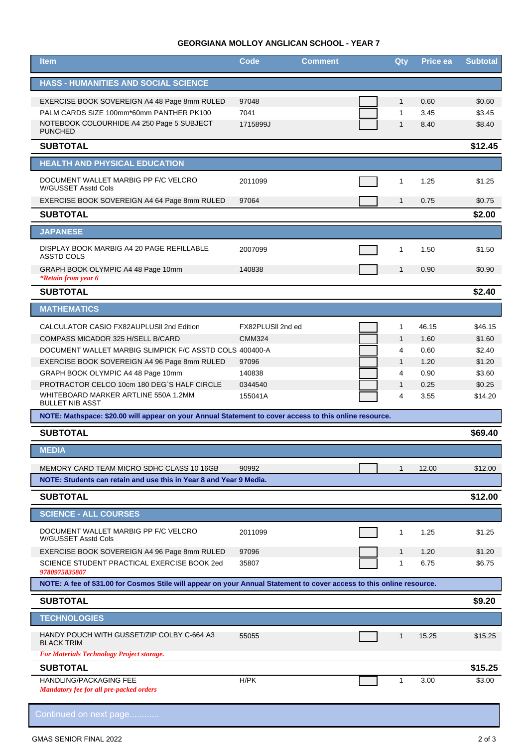# GEORGIANA MOLLOY ANGLICAN SCHOOL - YEAR 7

| Item | Code | Comment | Qty | Price ea | Subtotal |
|---|---|---|---|---|---|
| **HASS - HUMANITIES AND SOCIAL SCIENCE** | | | | | |
| EXERCISE BOOK SOVEREIGN A4 48 Page 8mm RULED | 97048 | | 1 | 0.60 | $0.60 |
| PALM CARDS SIZE 100mm*60mm PANTHER PK100 | 7041 | | 1 | 3.45 | $3.45 |
| NOTEBOOK COLOURHIDE A4 250 Page 5 SUBJECT PUNCHED | 1715899J | | 1 | 8.40 | $8.40 |
| **SUBTOTAL** | | | | | **$12.45** |
| **HEALTH AND PHYSICAL EDUCATION** | | | | | |
| DOCUMENT WALLET MARBIG PP F/C VELCRO W/GUSSET Asstd Cols | 2011099 | | 1 | 1.25 | $1.25 |
| EXERCISE BOOK SOVEREIGN A4 64 Page 8mm RULED | 97064 | | 1 | 0.75 | $0.75 |
| **SUBTOTAL** | | | | | **$2.00** |
| **JAPANESE** | | | | | |
| DISPLAY BOOK MARBIG A4 20 PAGE REFILLABLE ASSTD COLS | 2007099 | | 1 | 1.50 | $1.50 |
| GRAPH BOOK OLYMPIC A4 48 Page 10mm *\*Retain from year 6* | 140838 | | 1 | 0.90 | $0.90 |
| **SUBTOTAL** | | | | | **$2.40** |
| **MATHEMATICS** | | | | | |
| CALCULATOR CASIO FX82AUPLUSII 2nd Edition | FX82PLUSII 2nd ed | | 1 | 46.15 | $46.15 |
| COMPASS MICADOR 325 H/SELL B/CARD | CMM324 | | 1 | 1.60 | $1.60 |
| DOCUMENT WALLET MARBIG SLIMPICK F/C ASSTD COLS | 400400-A | | 4 | 0.60 | $2.40 |
| EXERCISE BOOK SOVEREIGN A4 96 Page 8mm RULED | 97096 | | 1 | 1.20 | $1.20 |
| GRAPH BOOK OLYMPIC A4 48 Page 10mm | 140838 | | 4 | 0.90 | $3.60 |
| PROTRACTOR CELCO 10cm 180 DEG`S HALF CIRCLE | 0344540 | | 1 | 0.25 | $0.25 |
| WHITEBOARD MARKER ARTLINE 550A 1.2MM BULLET NIB ASST | 155041A | | 4 | 3.55 | $14.20 |
| **NOTE: Mathspace: $20.00 will appear on your Annual Statement to cover access to this online resource.** | | | | | |
| **SUBTOTAL** | | | | | **$69.40** |
| **MEDIA** | | | | | |
| MEMORY CARD TEAM MICRO SDHC CLASS 10 16GB | 90992 | | 1 | 12.00 | $12.00 |
| **NOTE: Students can retain and use this in Year 8 and Year 9 Media.** | | | | | |
| **SUBTOTAL** | | | | | **$12.00** |
| **SCIENCE - ALL COURSES** | | | | | |
| DOCUMENT WALLET MARBIG PP F/C VELCRO W/GUSSET Asstd Cols | 2011099 | | 1 | 1.25 | $1.25 |
| EXERCISE BOOK SOVEREIGN A4 96 Page 8mm RULED | 97096 | | 1 | 1.20 | $1.20 |
| SCIENCE STUDENT PRACTICAL EXERCISE BOOK 2ed *9780975835807* | 35807 | | 1 | 6.75 | $6.75 |
| **NOTE: A fee of $31.00 for Cosmos Stile will appear on your Annual Statement to cover access to this online resource.** | | | | | |
| **SUBTOTAL** | | | | | **$9.20** |
| **TECHNOLOGIES** | | | | | |
| HANDY POUCH WITH GUSSET/ZIP COLBY C-664 A3 BLACK TRIM *For Materials Technology Project storage.* | 55055 | | 1 | 15.25 | $15.25 |
| **SUBTOTAL** | | | | | **$15.25** |
| HANDLING/PACKAGING FEE *Mandatory fee for all pre-packed orders* | H/PK | | 1 | 3.00 | $3.00 |

Continued on next page............

GMAS SENIOR FINAL 2022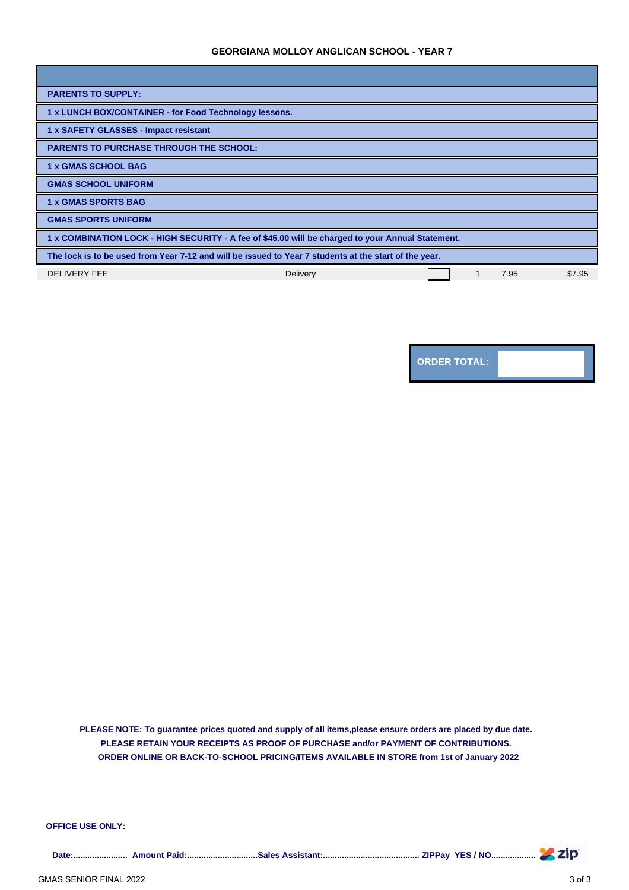**GEORGIANA MOLLOY ANGLICAN SCHOOL - YEAR 7**

| | | | | | |
|---|---|---|---|---|---|
| **PARENTS TO SUPPLY:** | | | | | |
| **1 x LUNCH BOX/CONTAINER - for Food Technology lessons.** | | | | | |
| **1 x SAFETY GLASSES - Impact resistant** | | | | | |
| **PARENTS TO PURCHASE THROUGH THE SCHOOL:** | | | | | |
| **1 x GMAS SCHOOL BAG** | | | | | |
| **GMAS SCHOOL UNIFORM** | | | | | |
| **1 x GMAS SPORTS BAG** | | | | | |
| **GMAS SPORTS UNIFORM** | | | | | |
| **1 x COMBINATION LOCK - HIGH SECURITY - A fee of $45.00 will be charged to your Annual Statement.** | | | | | |
| **The lock is to be used from Year 7-12 and will be issued to Year 7 students at the start of the year.** | | | | | |
| DELIVERY FEE | Delivery | | 1 | 7.95 | $7.95 |

**ORDER TOTAL:**

**PLEASE NOTE: To guarantee prices quoted and supply of all items,please ensure orders are placed by due date.**
**PLEASE RETAIN YOUR RECEIPTS AS PROOF OF PURCHASE and/or PAYMENT OF CONTRIBUTIONS.**
**ORDER ONLINE OR BACK-TO-SCHOOL PRICING/ITEMS AVAILABLE IN STORE from 1st of January 2022**

**OFFICE USE ONLY:**

**Date:...................... Amount Paid:.............................Sales Assistant:........................................ ZIPPay YES / NO..................** zip

GMAS SENIOR FINAL 2022